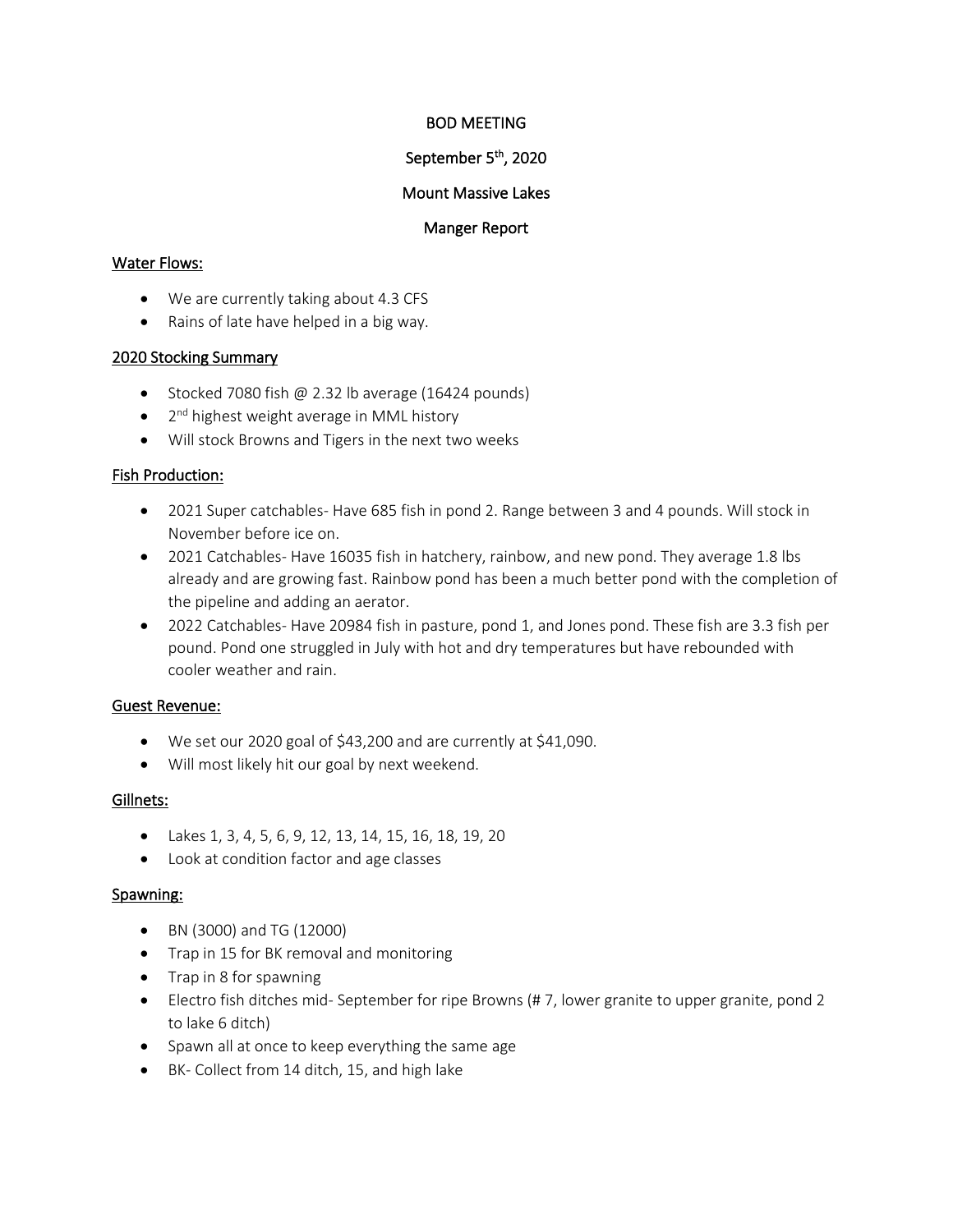BOD MEETING

September 5th, 2020

Mount Massive Lakes

Manger Report

## Water Flows:

- We are currently taking about 4.3 CFS
- Rains of late have helped in a big way.

## 2020 Stocking Summary

- Stocked 7080 fish @ 2.32 lb average (16424 pounds)
- 2nd highest weight average in MML history
- Will stock Browns and Tigers in the next two weeks

## Fish Production:

- 2021 Super catchables- Have 685 fish in pond 2. Range between 3 and 4 pounds. Will stock in November before ice on.
- 2021 Catchables- Have 16035 fish in hatchery, rainbow, and new pond. They average 1.8 lbs already and are growing fast. Rainbow pond has been a much better pond with the completion of the pipeline and adding an aerator.
- 2022 Catchables- Have 20984 fish in pasture, pond 1, and Jones pond. These fish are 3.3 fish per pound. Pond one struggled in July with hot and dry temperatures but have rebounded with cooler weather and rain.

## Guest Revenue:

- We set our 2020 goal of $43,200 and are currently at $41,090.
- Will most likely hit our goal by next weekend.

## Gillnets:

- Lakes 1, 3, 4, 5, 6, 9, 12, 13, 14, 15, 16, 18, 19, 20
- Look at condition factor and age classes

## Spawning:

- BN (3000) and TG (12000)
- Trap in 15 for BK removal and monitoring
- Trap in 8 for spawning
- Electro fish ditches mid- September for ripe Browns (# 7, lower granite to upper granite, pond 2 to lake 6 ditch)
- Spawn all at once to keep everything the same age
- BK- Collect from 14 ditch, 15, and high lake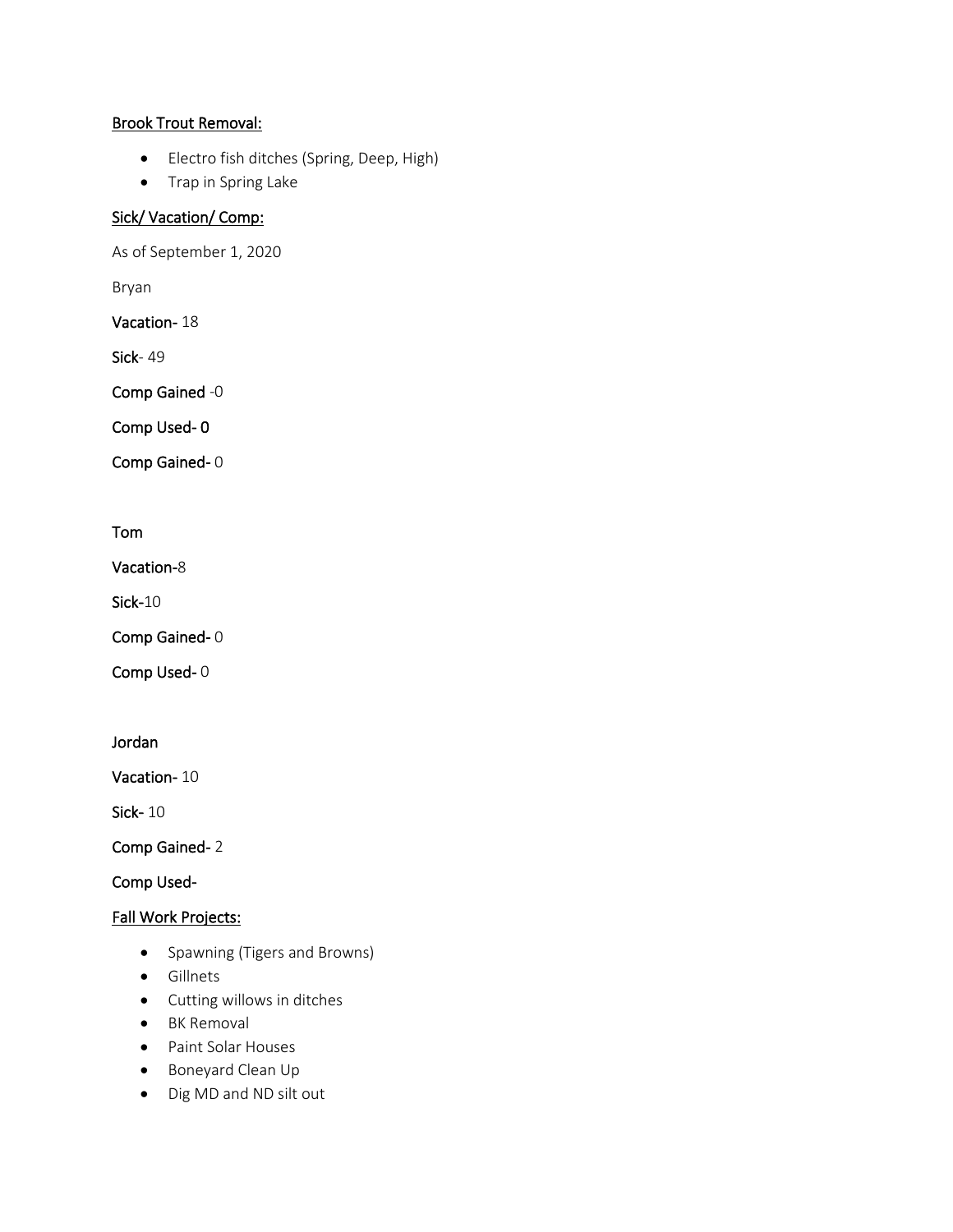<u>Brook Trout Removal:</u>

- Electro fish ditches (Spring, Deep, High)
- Trap in Spring Lake

<u>Sick/ Vacation/ Comp:</u>

As of September 1, 2020

Bryan

Vacation- 18

Sick- 49

Comp Gained -0

Comp Used- 0

Comp Gained- 0

Tom

Vacation-8

Sick-10

Comp Gained- 0

Comp Used- 0

Jordan

Vacation- 10

Sick- 10

Comp Gained- 2

Comp Used-

<u>Fall Work Projects:</u>

- Spawning (Tigers and Browns)
- Gillnets
- Cutting willows in ditches
- BK Removal
- Paint Solar Houses
- Boneyard Clean Up
- Dig MD and ND silt out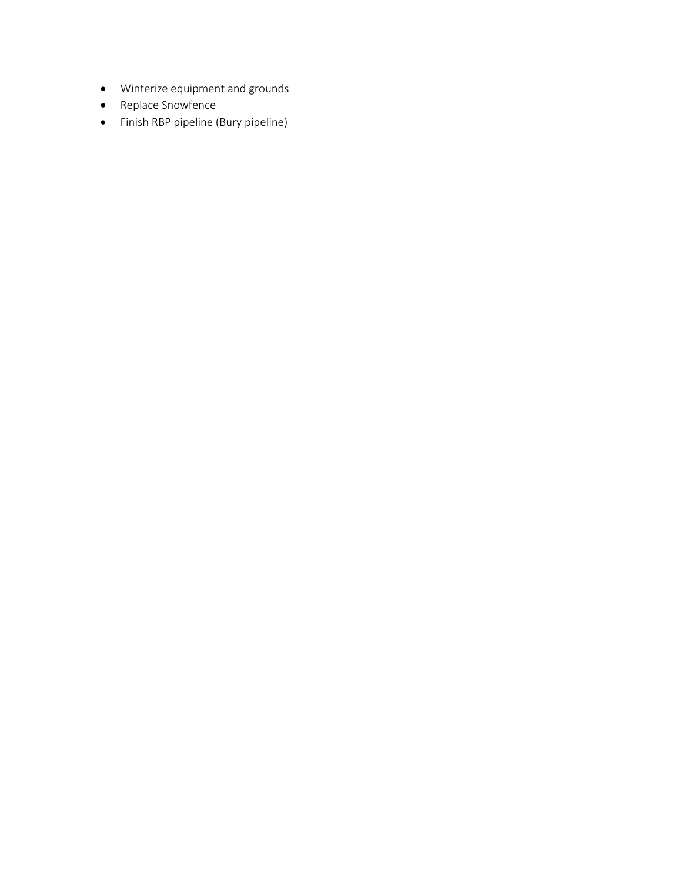- Winterize equipment and grounds
- Replace Snowfence
- Finish RBP pipeline (Bury pipeline)